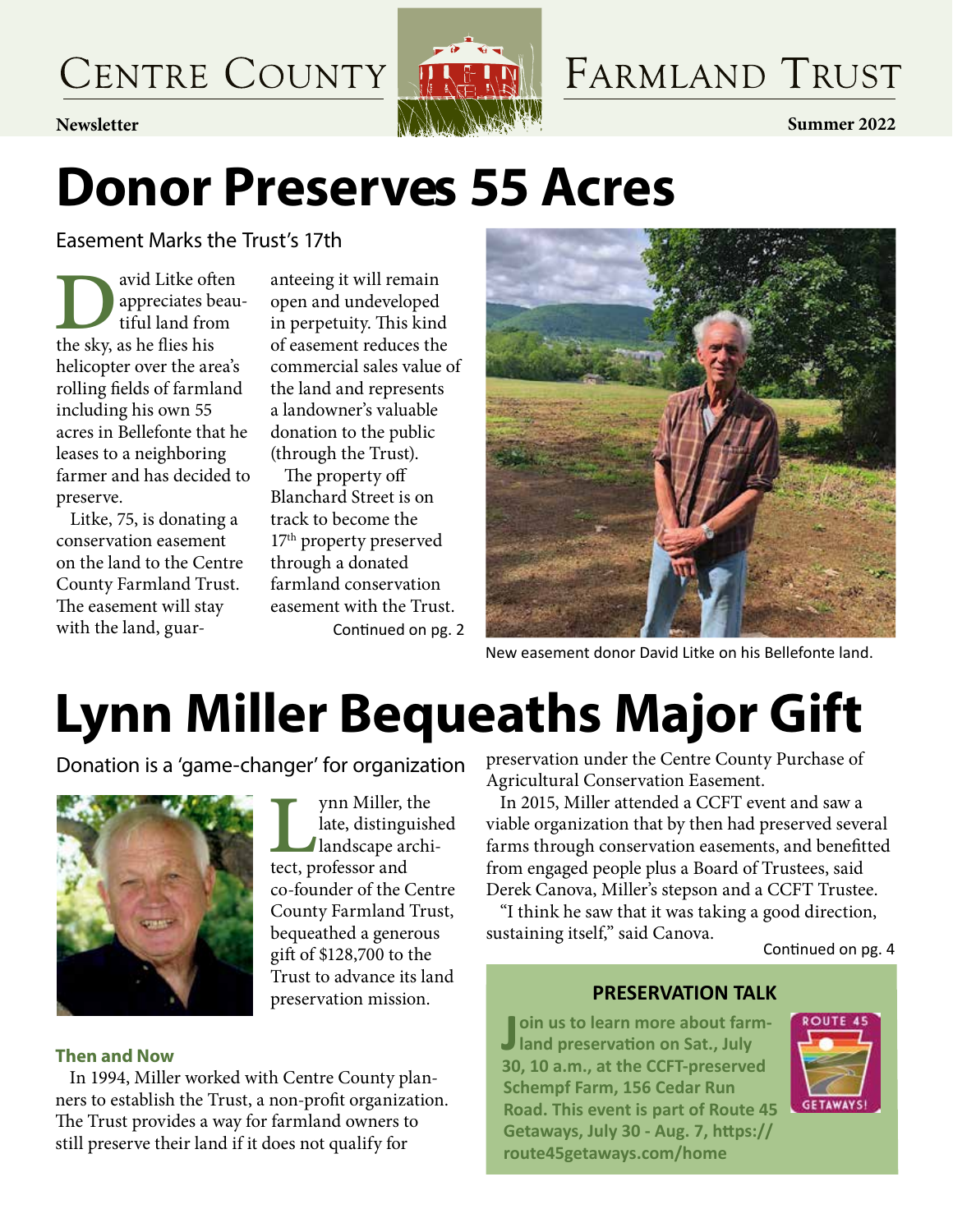# Centre County Farmland Trust

**Newsletter** **Summer 2022**

# Donor Preserves 55 Acres

## Easement Marks the Trust's 17th

David Litke often appreciates beautiful land from the sky, as he flies his helicopter over the area's rolling fields of farmland including his own 55 acres in Bellefonte that he leases to a neighboring farmer and has decided to preserve.

Litke, 75, is donating a conservation easement on the land to the Centre County Farmland Trust. The easement will stay with the land, guaranteeing it will remain open and undeveloped in perpetuity. This kind of easement reduces the commercial sales value of the land and represents a landowner's valuable donation to the public (through the Trust).

The property off Blanchard Street is on track to become the 17th property preserved through a donated farmland conservation easement with the Trust.

Continued on pg. 2

New easement donor David Litke on his Bellefonte land.

# Lynn Miller Bequeaths Major Gift

## Donation is a 'game-changer' for organization

Lynn Miller, the late, distinguished landscape architect, professor and co-founder of the Centre County Farmland Trust, bequeathed a generous gift of $128,700 to the Trust to advance its land preservation mission.

### Then and Now

In 1994, Miller worked with Centre County planners to establish the Trust, a non-profit organization. The Trust provides a way for farmland owners to still preserve their land if it does not qualify for preservation under the Centre County Purchase of Agricultural Conservation Easement.

In 2015, Miller attended a CCFT event and saw a viable organization that by then had preserved several farms through conservation easements, and benefitted from engaged people plus a Board of Trustees, said Derek Canova, Miller's stepson and a CCFT Trustee.

"I think he saw that it was taking a good direction, sustaining itself," said Canova.

Continued on pg. 4

### PRESERVATION TALK

**Join us to learn more about farmland preservation on Sat., July 30, 10 a.m., at the CCFT-preserved Schempf Farm, 156 Cedar Run Road. This event is part of Route 45 Getaways, July 30 - Aug. 7, https://route45getaways.com/home**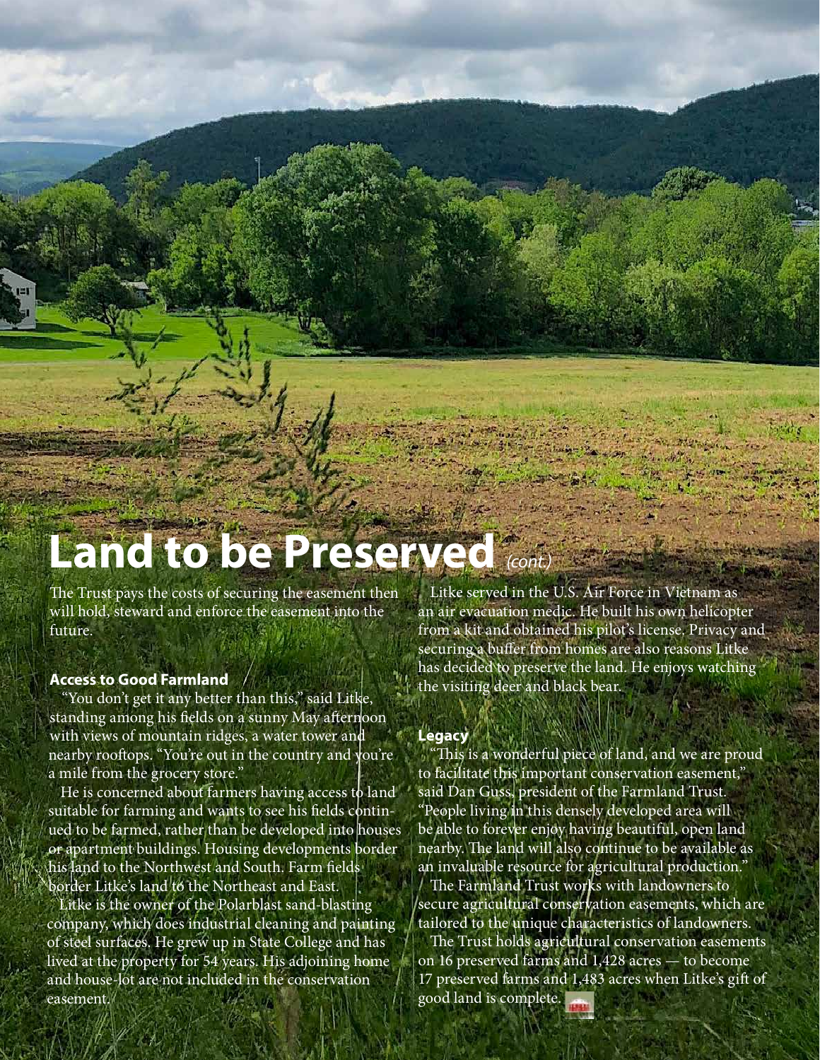# Land to be Preserved *(cont.)*

The Trust pays the costs of securing the easement then will hold, steward and enforce the easement into the future.

### Access to Good Farmland

"You don't get it any better than this," said Litke, standing among his fields on a sunny May afternoon with views of mountain ridges, a water tower and nearby rooftops. "You're out in the country and you're a mile from the grocery store."

He is concerned about farmers having access to land suitable for farming and wants to see his fields continued to be farmed, rather than be developed into houses or apartment buildings. Housing developments border his land to the Northwest and South. Farm fields border Litke's land to the Northeast and East.

Litke is the owner of the Polarblast sand-blasting company, which does industrial cleaning and painting of steel surfaces. He grew up in State College and has lived at the property for 54 years. His adjoining home and house-lot are not included in the conservation easement.

Litke served in the U.S. Air Force in Vietnam as an air evacuation medic. He built his own helicopter from a kit and obtained his pilot's license. Privacy and securing a buffer from homes are also reasons Litke has decided to preserve the land. He enjoys watching the visiting deer and black bear.

### Legacy

"This is a wonderful piece of land, and we are proud to facilitate this important conservation easement," said Dan Guss, president of the Farmland Trust. "People living in this densely developed area will be able to forever enjoy having beautiful, open land nearby. The land will also continue to be available as an invaluable resource for agricultural production."

The Farmland Trust works with landowners to secure agricultural conservation easements, which are tailored to the unique characteristics of landowners.

The Trust holds agricultural conservation easements on 16 preserved farms and 1,428 acres — to become 17 preserved farms and 1,483 acres when Litke's gift of good land is complete.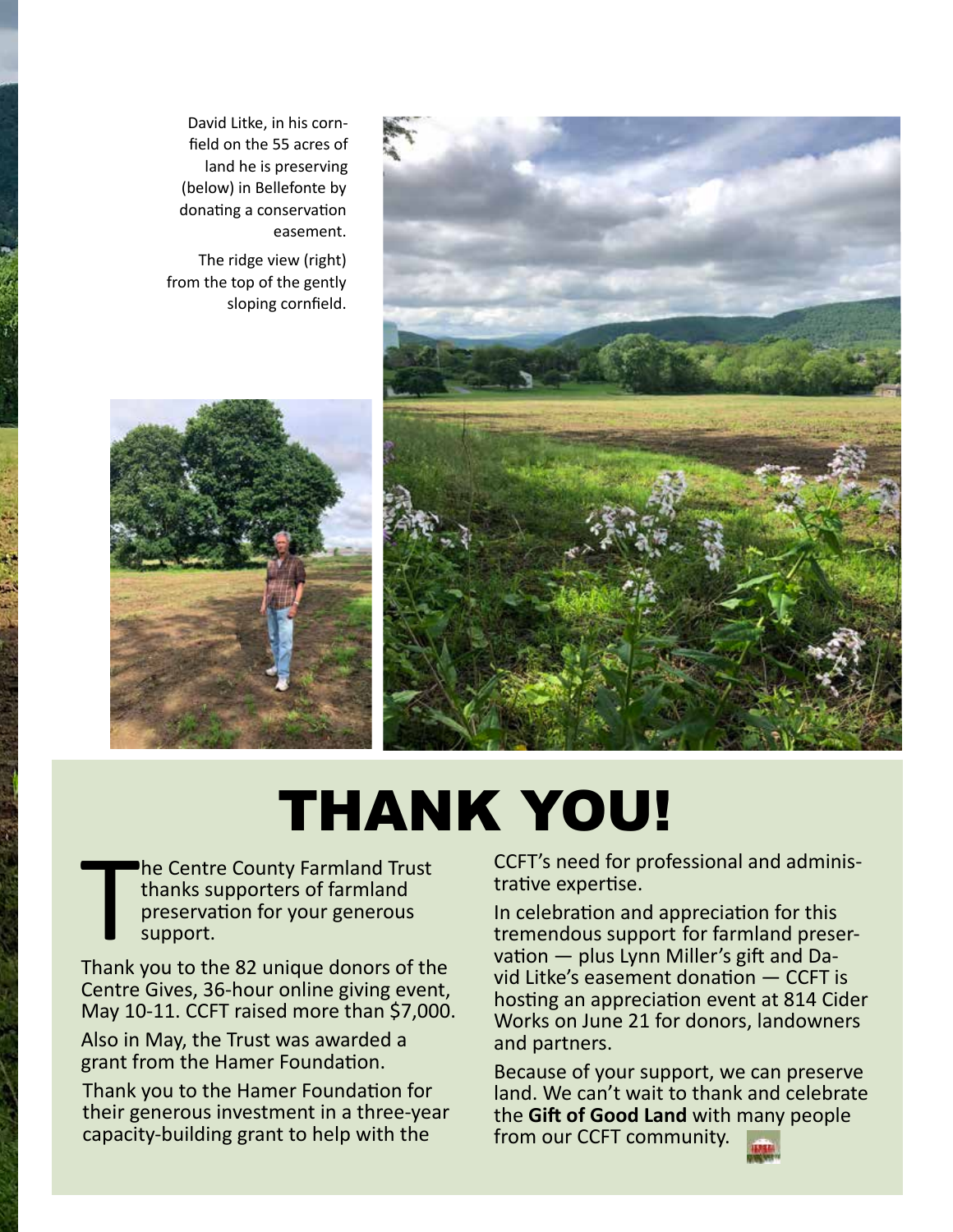David Litke, in his cornfield on the 55 acres of land he is preserving (below) in Bellefonte by donating a conservation easement.

The ridge view (right) from the top of the gently sloping cornfield.

# THANK YOU!

The Centre County Farmland Trust thanks supporters of farmland preservation for your generous support.

Thank you to the 82 unique donors of the Centre Gives, 36-hour online giving event, May 10-11. CCFT raised more than $7,000.

Also in May, the Trust was awarded a grant from the Hamer Foundation.

Thank you to the Hamer Foundation for their generous investment in a three-year capacity-building grant to help with the CCFT's need for professional and administrative expertise.

In celebration and appreciation for this tremendous support for farmland preservation — plus Lynn Miller's gift and David Litke's easement donation — CCFT is hosting an appreciation event at 814 Cider Works on June 21 for donors, landowners and partners.

Because of your support, we can preserve land. We can't wait to thank and celebrate the **Gift of Good Land** with many people from our CCFT community.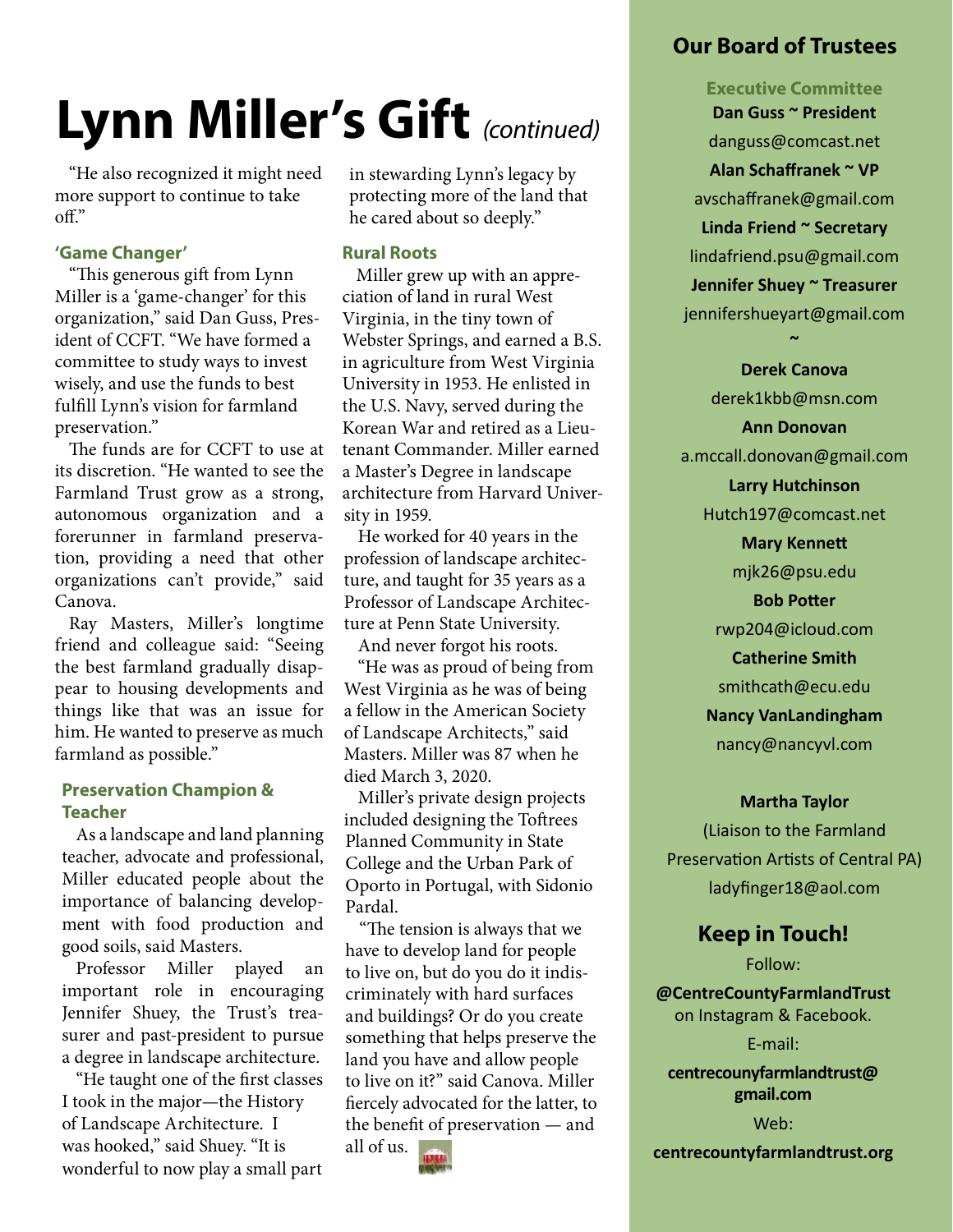# Lynn Miller's Gift *(continued)*

"He also recognized it might need more support to continue to take off."

### 'Game Changer'

"This generous gift from Lynn Miller is a 'game-changer' for this organization," said Dan Guss, President of CCFT. "We have formed a committee to study ways to invest wisely, and use the funds to best fulfill Lynn's vision for farmland preservation."

The funds are for CCFT to use at its discretion. "He wanted to see the Farmland Trust grow as a strong, autonomous organization and a forerunner in farmland preservation, providing a need that other organizations can't provide," said Canova.

Ray Masters, Miller's longtime friend and colleague said: "Seeing the best farmland gradually disappear to housing developments and things like that was an issue for him. He wanted to preserve as much farmland as possible."

### Preservation Champion & Teacher

As a landscape and land planning teacher, advocate and professional, Miller educated people about the importance of balancing development with food production and good soils, said Masters.

Professor Miller played an important role in encouraging Jennifer Shuey, the Trust's treasurer and past-president to pursue a degree in landscape architecture.

"He taught one of the first classes I took in the major—the History of Landscape Architecture. I was hooked," said Shuey. "It is wonderful to now play a small part in stewarding Lynn's legacy by protecting more of the land that he cared about so deeply."

### Rural Roots

Miller grew up with an appreciation of land in rural West Virginia, in the tiny town of Webster Springs, and earned a B.S. in agriculture from West Virginia University in 1953. He enlisted in the U.S. Navy, served during the Korean War and retired as a Lieutenant Commander. Miller earned a Master's Degree in landscape architecture from Harvard University in 1959.

He worked for 40 years in the profession of landscape architecture, and taught for 35 years as a Professor of Landscape Architecture at Penn State University.

And never forgot his roots.

"He was as proud of being from West Virginia as he was of being a fellow in the American Society of Landscape Architects," said Masters. Miller was 87 when he died March 3, 2020.

Miller's private design projects included designing the Toftrees Planned Community in State College and the Urban Park of Oporto in Portugal, with Sidonio Pardal.

"The tension is always that we have to develop land for people to live on, but do you do it indiscriminately with hard surfaces and buildings? Or do you create something that helps preserve the land you have and allow people to live on it?" said Canova. Miller fiercely advocated for the latter, to the benefit of preservation — and all of us.

## Our Board of Trustees

### Executive Committee

**Dan Guss ~ President**
danguss@comcast.net

**Alan Schaffranek ~ VP**
avschaffranek@gmail.com

**Linda Friend ~ Secretary**
lindafriend.psu@gmail.com

**Jennifer Shuey ~ Treasurer**
jennifershueyart@gmail.com

~

**Derek Canova**
derek1kbb@msn.com

**Ann Donovan**
a.mccall.donovan@gmail.com

**Larry Hutchinson**
Hutch197@comcast.net

**Mary Kennett**
mjk26@psu.edu

**Bob Potter**
rwp204@icloud.com

**Catherine Smith**
smithcath@ecu.edu

**Nancy VanLandingham**
nancy@nancyvl.com

**Martha Taylor**
(Liaison to the Farmland Preservation Artists of Central PA)
ladyfinger18@aol.com

## Keep in Touch!

Follow:
**@CentreCountyFarmlandTrust** on Instagram & Facebook.

E-mail:
**centrecounyfarmlandtrust@gmail.com**

Web:
**centrecountyfarmlandtrust.org**